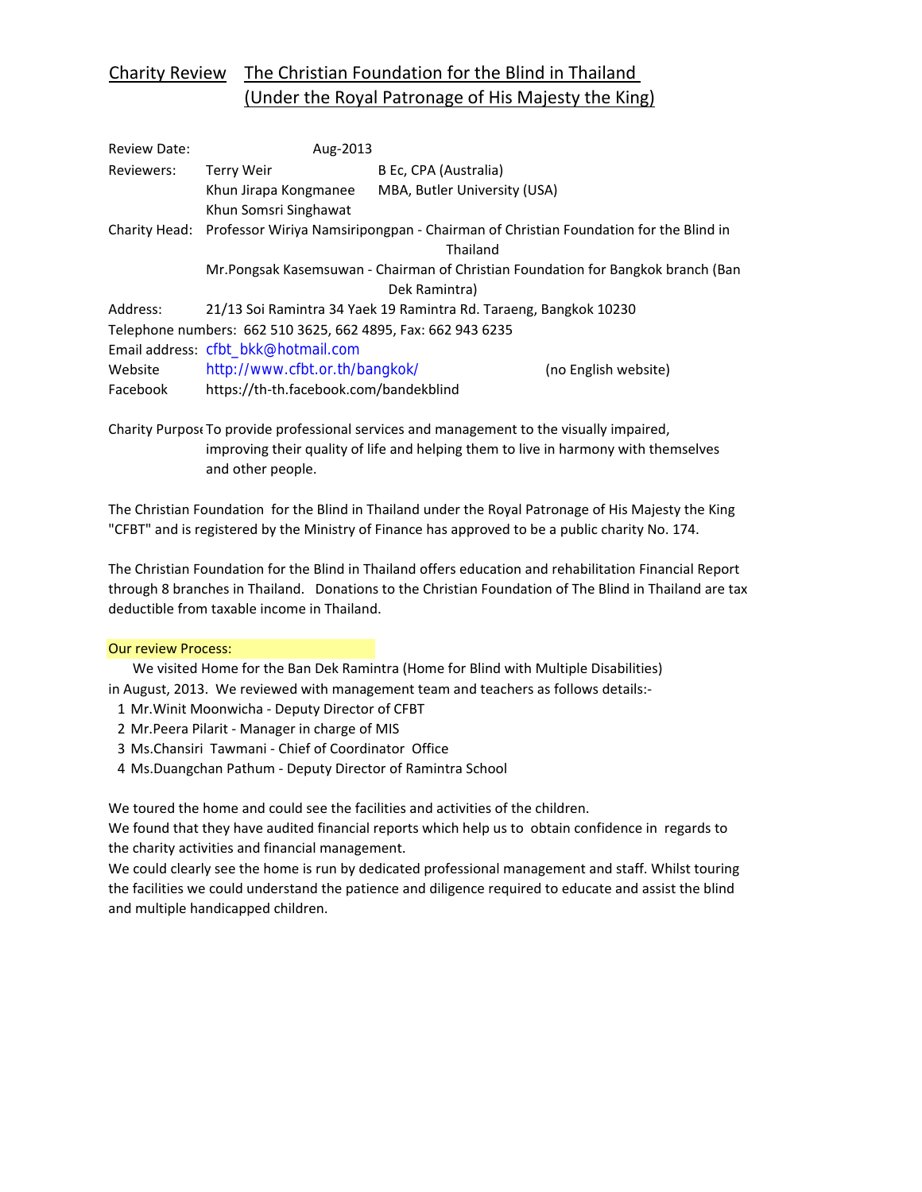# Charity Review The Christian Foundation for the Blind in Thailand (Under the Royal Patronage of His Majesty the King)

Review Date: Aug-2013

Reviewers: Terry Weir B Ec, CPA (Australia)
Khun Jirapa Kongmanee MBA, Butler University (USA)
Khun Somsri Singhawat

Charity Head: Professor Wiriya Namsiripongpan - Chairman of Christian Foundation for the Blind in Thailand
Mr.Pongsak Kasemsuwan - Chairman of Christian Foundation for Bangkok branch (Ban Dek Ramintra)

Address: 21/13 Soi Ramintra 34 Yaek 19 Ramintra Rd. Taraeng, Bangkok 10230

Telephone numbers: 662 510 3625, 662 4895, Fax: 662 943 6235

Email address: cfbt_bkk@hotmail.com

Website http://www.cfbt.or.th/bangkok/ (no English website)

Facebook https://th-th.facebook.com/bandekblind

Charity Purpose To provide professional services and management to the visually impaired, improving their quality of life and helping them to live in harmony with themselves and other people.

The Christian Foundation for the Blind in Thailand under the Royal Patronage of His Majesty the King "CFBT" and is registered by the Ministry of Finance has approved to be a public charity No. 174.

The Christian Foundation for the Blind in Thailand offers education and rehabilitation Financial Report through 8 branches in Thailand. Donations to the Christian Foundation of The Blind in Thailand are tax deductible from taxable income in Thailand.

## Our review Process:

We visited Home for the Ban Dek Ramintra (Home for Blind with Multiple Disabilities) in August, 2013. We reviewed with management team and teachers as follows details:-

1. Mr.Winit Moonwicha - Deputy Director of CFBT
2. Mr.Peera Pilarit - Manager in charge of MIS
3. Ms.Chansiri Tawmani - Chief of Coordinator Office
4. Ms.Duangchan Pathum - Deputy Director of Ramintra School

We toured the home and could see the facilities and activities of the children.
We found that they have audited financial reports which help us to obtain confidence in regards to the charity activities and financial management.
We could clearly see the home is run by dedicated professional management and staff. Whilst touring the facilities we could understand the patience and diligence required to educate and assist the blind and multiple handicapped children.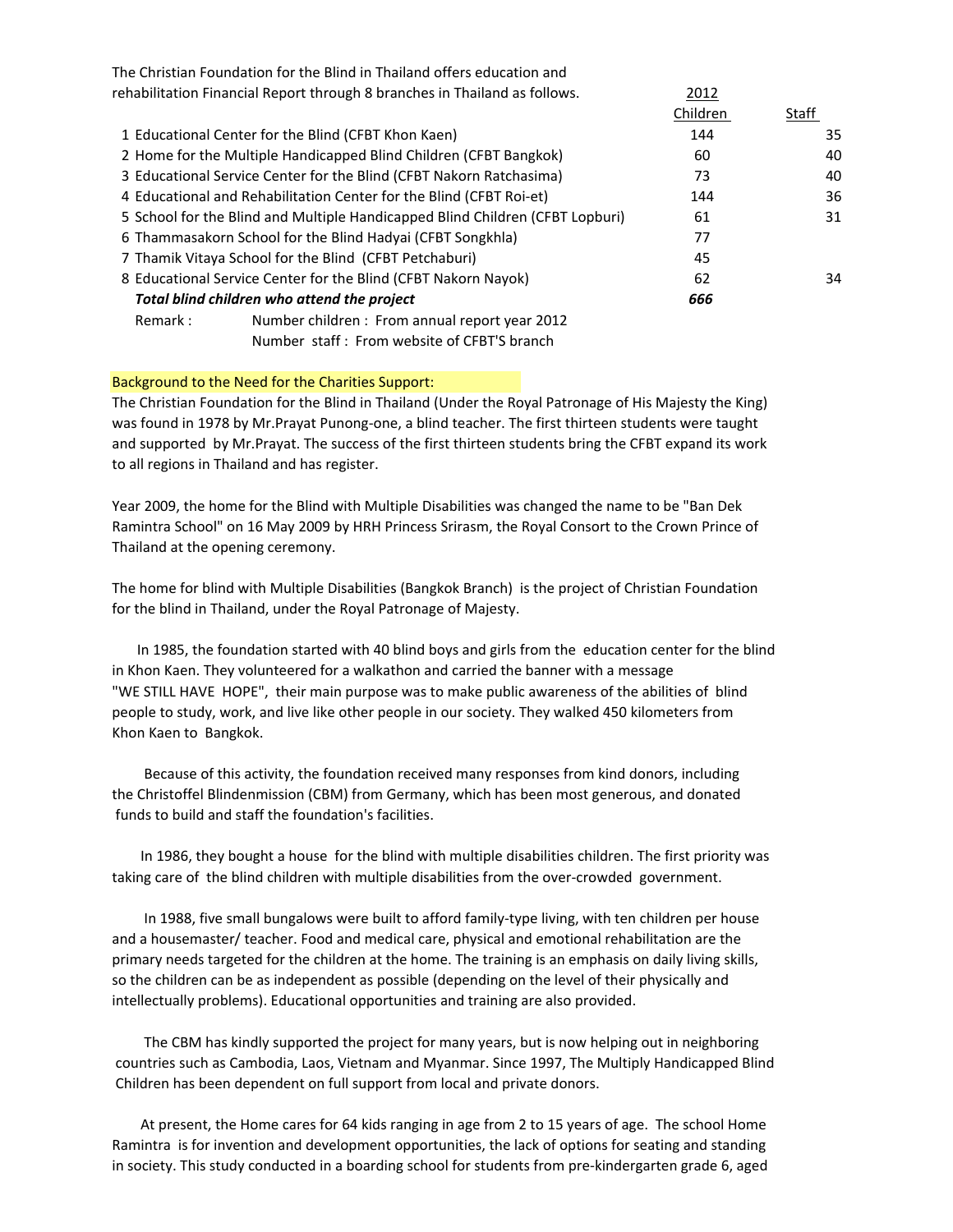The Christian Foundation for the Blind in Thailand offers education and rehabilitation Financial Report through 8 branches in Thailand as follows.

| | | 2012 | |
|---|---|---|---|
| | | Children | Staff |
| 1 | Educational Center for the Blind (CFBT Khon Kaen) | 144 | 35 |
| 2 | Home for the Multiple Handicapped Blind Children (CFBT Bangkok) | 60 | 40 |
| 3 | Educational Service Center for the Blind (CFBT Nakorn Ratchasima) | 73 | 40 |
| 4 | Educational and Rehabilitation Center for the Blind (CFBT Roi-et) | 144 | 36 |
| 5 | School for the Blind and Multiple Handicapped Blind Children (CFBT Lopburi) | 61 | 31 |
| 6 | Thammasakorn School for the Blind Hadyai (CFBT Songkhla) | 77 | |
| 7 | Thamik Vitaya School for the Blind (CFBT Petchaburi) | 45 | |
| 8 | Educational Service Center for the Blind (CFBT Nakorn Nayok) | 62 | 34 |
| | ***Total blind children who attend the project*** | ***666*** | |

Remark : Number children : From annual report year 2012
Number staff : From website of CFBT'S branch

Background to the Need for the Charities Support:

The Christian Foundation for the Blind in Thailand (Under the Royal Patronage of His Majesty the King) was found in 1978 by Mr.Prayat Punong-one, a blind teacher. The first thirteen students were taught and supported by Mr.Prayat. The success of the first thirteen students bring the CFBT expand its work to all regions in Thailand and has register.

Year 2009, the home for the Blind with Multiple Disabilities was changed the name to be "Ban Dek Ramintra School" on 16 May 2009 by HRH Princess Srirasm, the Royal Consort to the Crown Prince of Thailand at the opening ceremony.

The home for blind with Multiple Disabilities (Bangkok Branch) is the project of Christian Foundation for the blind in Thailand, under the Royal Patronage of Majesty.

In 1985, the foundation started with 40 blind boys and girls from the education center for the blind in Khon Kaen. They volunteered for a walkathon and carried the banner with a message "WE STILL HAVE HOPE", their main purpose was to make public awareness of the abilities of blind people to study, work, and live like other people in our society. They walked 450 kilometers from Khon Kaen to Bangkok.

Because of this activity, the foundation received many responses from kind donors, including the Christoffel Blindenmission (CBM) from Germany, which has been most generous, and donated funds to build and staff the foundation's facilities.

In 1986, they bought a house for the blind with multiple disabilities children. The first priority was taking care of the blind children with multiple disabilities from the over-crowded government.

In 1988, five small bungalows were built to afford family-type living, with ten children per house and a housemaster/ teacher. Food and medical care, physical and emotional rehabilitation are the primary needs targeted for the children at the home. The training is an emphasis on daily living skills, so the children can be as independent as possible (depending on the level of their physically and intellectually problems). Educational opportunities and training are also provided.

The CBM has kindly supported the project for many years, but is now helping out in neighboring countries such as Cambodia, Laos, Vietnam and Myanmar. Since 1997, The Multiply Handicapped Blind Children has been dependent on full support from local and private donors.

At present, the Home cares for 64 kids ranging in age from 2 to 15 years of age. The school Home Ramintra is for invention and development opportunities, the lack of options for seating and standing in society. This study conducted in a boarding school for students from pre-kindergarten grade 6, aged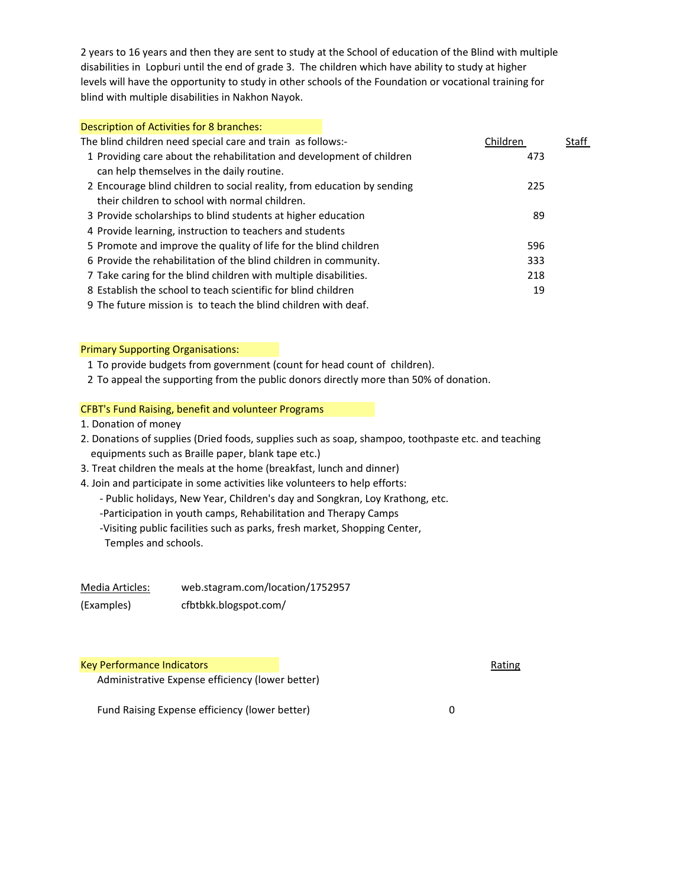2 years to 16 years and then they are sent to study at the School of education of the Blind with multiple disabilities in Lopburi until the end of grade 3. The children which have ability to study at higher levels will have the opportunity to study in other schools of the Foundation or vocational training for blind with multiple disabilities in Nakhon Nayok.

## Description of Activities for 8 branches:

| The blind children need special care and train as follows:- | Children | Staff |
|---|---|---|
| 1 Providing care about the rehabilitation and development of children can help themselves in the daily routine. | 473 | |
| 2 Encourage blind children to social reality, from education by sending their children to school with normal children. | 225 | |
| 3 Provide scholarships to blind students at higher education | 89 | |
| 4 Provide learning, instruction to teachers and students | | |
| 5 Promote and improve the quality of life for the blind children | 596 | |
| 6 Provide the rehabilitation of the blind children in community. | 333 | |
| 7 Take caring for the blind children with multiple disabilities. | 218 | |
| 8 Establish the school to teach scientific for blind children | 19 | |
| 9 The future mission is to teach the blind children with deaf. | | |

## Primary Supporting Organisations:

1 To provide budgets from government (count for head count of children).
2 To appeal the supporting from the public donors directly more than 50% of donation.

## CFBT's Fund Raising, benefit and volunteer Programs

1. Donation of money
2. Donations of supplies (Dried foods, supplies such as soap, shampoo, toothpaste etc. and teaching equipments such as Braille paper, blank tape etc.)
3. Treat children the meals at the home (breakfast, lunch and dinner)
4. Join and participate in some activities like volunteers to help efforts:
   - Public holidays, New Year, Children's day and Songkran, Loy Krathong, etc.
   - Participation in youth camps, Rehabilitation and Therapy Camps
   - Visiting public facilities such as parks, fresh market, Shopping Center, Temples and schools.

| Media Articles: | web.stagram.com/location/1752957 |
|---|---|
| (Examples) | cfbtbkk.blogspot.com/ |

## Key Performance Indicators

| | | Rating |
|---|---|---|
| Administrative Expense efficiency (lower better) | | |
| Fund Raising Expense efficiency (lower better) | 0 | |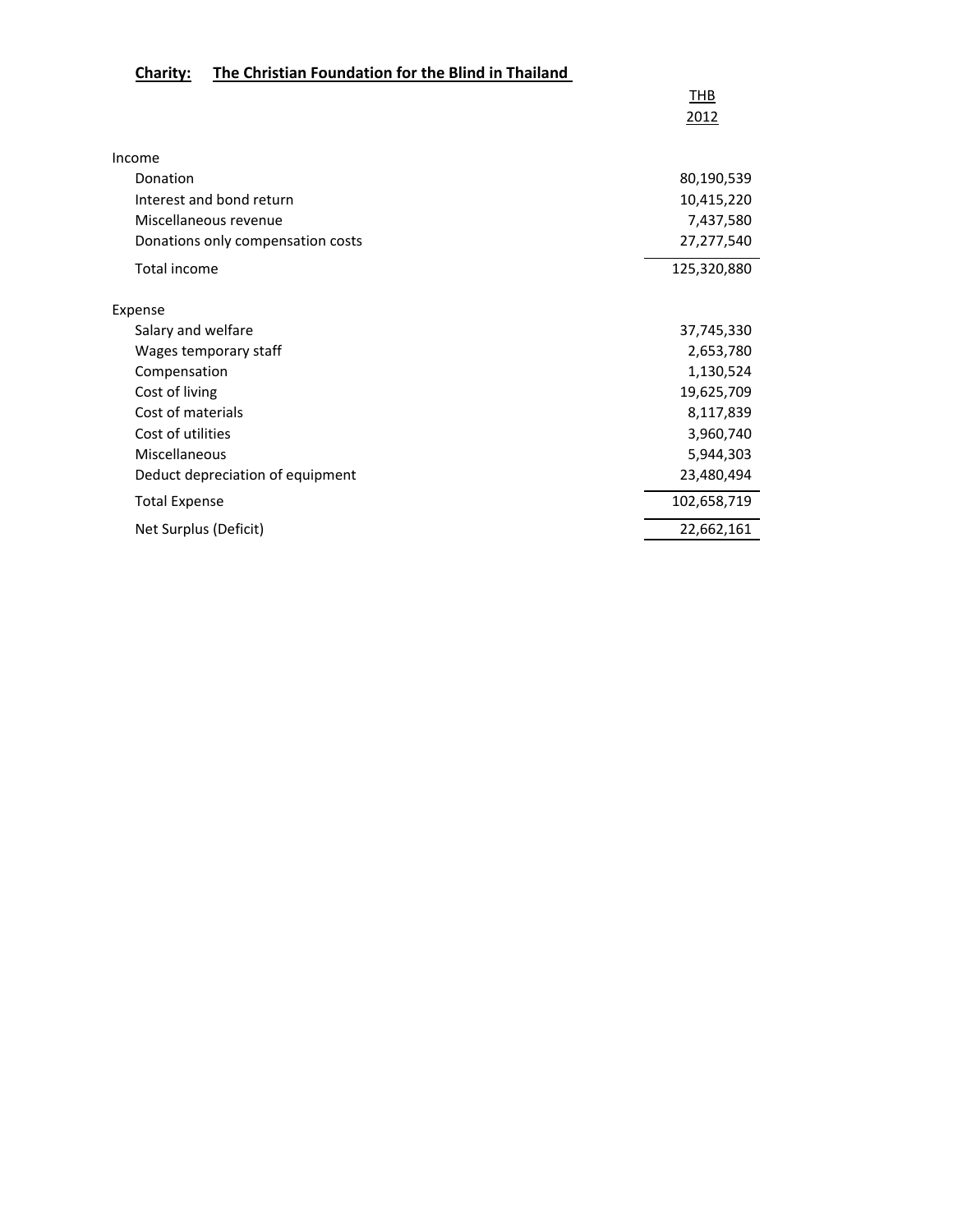**Charity: The Christian Foundation for the Blind in Thailand**

| | THB 2012 |
|---|---|
| **Income** | |
| Donation | 80,190,539 |
| Interest and bond return | 10,415,220 |
| Miscellaneous revenue | 7,437,580 |
| Donations only compensation costs | 27,277,540 |
| Total income | 125,320,880 |
| **Expense** | |
| Salary and welfare | 37,745,330 |
| Wages temporary staff | 2,653,780 |
| Compensation | 1,130,524 |
| Cost of living | 19,625,709 |
| Cost of materials | 8,117,839 |
| Cost of utilities | 3,960,740 |
| Miscellaneous | 5,944,303 |
| Deduct depreciation of equipment | 23,480,494 |
| Total Expense | 102,658,719 |
| Net Surplus (Deficit) | 22,662,161 |